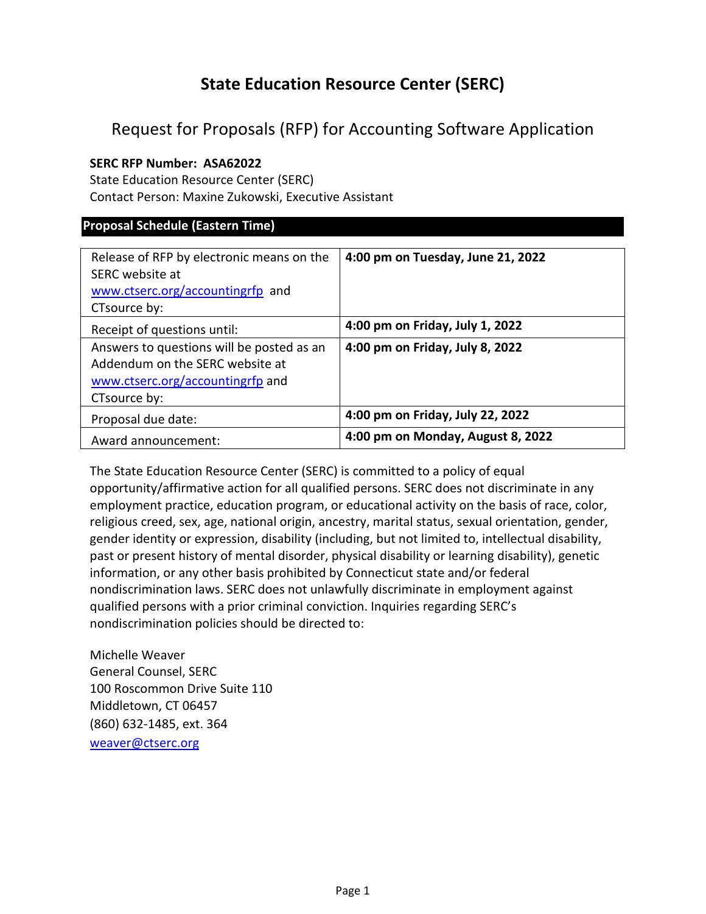# State Education Resource Center (SERC)

## Request for Proposals (RFP) for Accounting Software Application

**SERC RFP Number: ASA62022**
State Education Resource Center (SERC)
Contact Person: Maxine Zukowski, Executive Assistant

### Proposal Schedule (Eastern Time)

| | |
|---|---|
| Release of RFP by electronic means on the SERC website at www.ctserc.org/accountingrfp and CTsource by: | **4:00 pm on Tuesday, June 21, 2022** |
| Receipt of questions until: | **4:00 pm on Friday, July 1, 2022** |
| Answers to questions will be posted as an Addendum on the SERC website at www.ctserc.org/accountingrfp and CTsource by: | **4:00 pm on Friday, July 8, 2022** |
| Proposal due date: | **4:00 pm on Friday, July 22, 2022** |
| Award announcement: | **4:00 pm on Monday, August 8, 2022** |

The State Education Resource Center (SERC) is committed to a policy of equal opportunity/affirmative action for all qualified persons. SERC does not discriminate in any employment practice, education program, or educational activity on the basis of race, color, religious creed, sex, age, national origin, ancestry, marital status, sexual orientation, gender, gender identity or expression, disability (including, but not limited to, intellectual disability, past or present history of mental disorder, physical disability or learning disability), genetic information, or any other basis prohibited by Connecticut state and/or federal nondiscrimination laws. SERC does not unlawfully discriminate in employment against qualified persons with a prior criminal conviction. Inquiries regarding SERC's nondiscrimination policies should be directed to:

Michelle Weaver
General Counsel, SERC
100 Roscommon Drive Suite 110
Middletown, CT 06457
(860) 632-1485, ext. 364
weaver@ctserc.org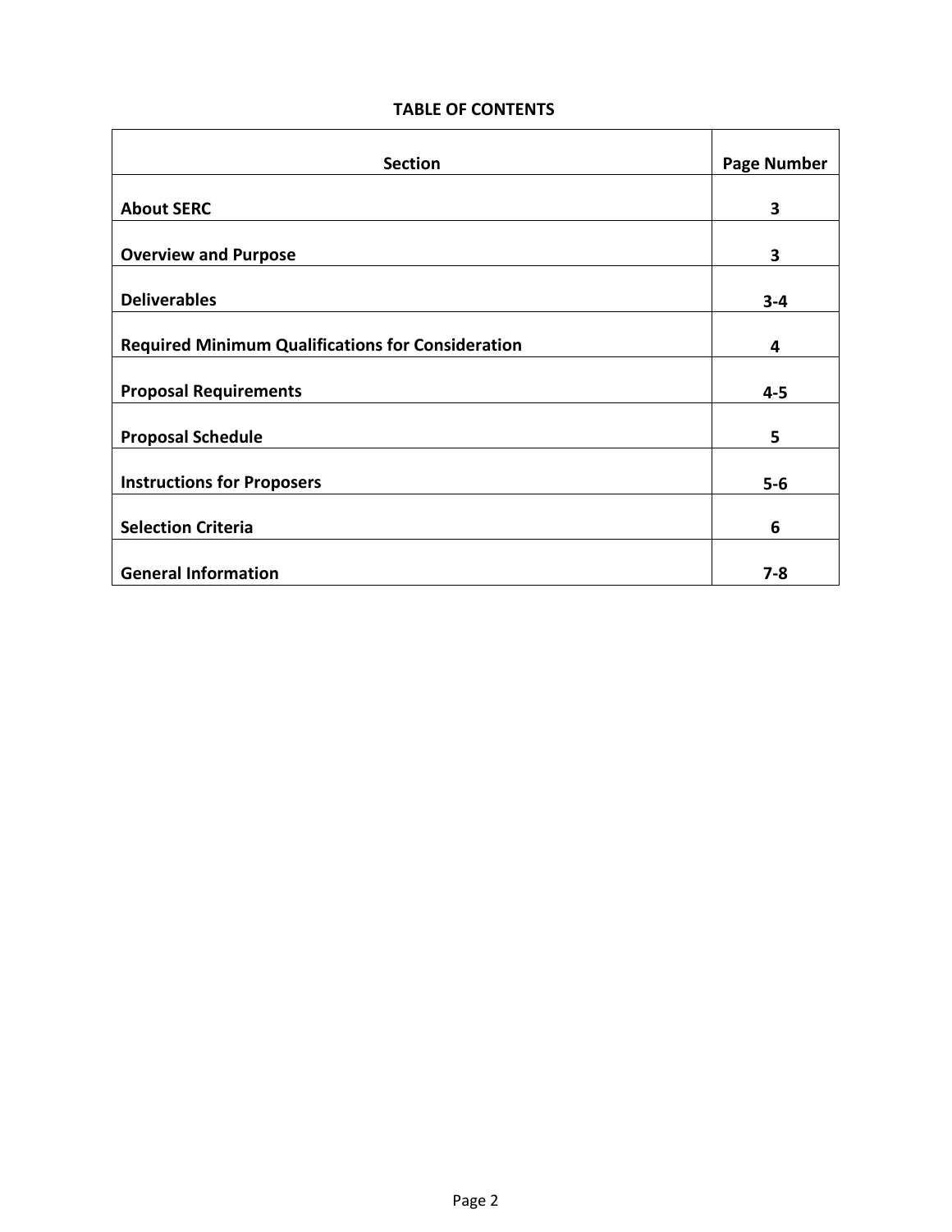**TABLE OF CONTENTS**

| Section | Page Number |
|---|---|
| **About SERC** | **3** |
| **Overview and Purpose** | **3** |
| **Deliverables** | **3-4** |
| **Required Minimum Qualifications for Consideration** | **4** |
| **Proposal Requirements** | **4-5** |
| **Proposal Schedule** | **5** |
| **Instructions for Proposers** | **5-6** |
| **Selection Criteria** | **6** |
| **General Information** | **7-8** |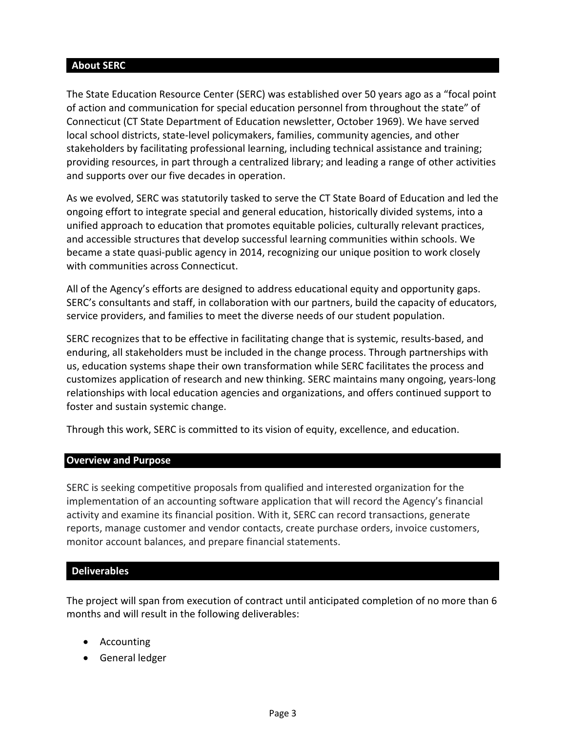## About SERC

The State Education Resource Center (SERC) was established over 50 years ago as a "focal point of action and communication for special education personnel from throughout the state" of Connecticut (CT State Department of Education newsletter, October 1969). We have served local school districts, state-level policymakers, families, community agencies, and other stakeholders by facilitating professional learning, including technical assistance and training; providing resources, in part through a centralized library; and leading a range of other activities and supports over our five decades in operation.

As we evolved, SERC was statutorily tasked to serve the CT State Board of Education and led the ongoing effort to integrate special and general education, historically divided systems, into a unified approach to education that promotes equitable policies, culturally relevant practices, and accessible structures that develop successful learning communities within schools. We became a state quasi-public agency in 2014, recognizing our unique position to work closely with communities across Connecticut.

All of the Agency's efforts are designed to address educational equity and opportunity gaps. SERC's consultants and staff, in collaboration with our partners, build the capacity of educators, service providers, and families to meet the diverse needs of our student population.

SERC recognizes that to be effective in facilitating change that is systemic, results-based, and enduring, all stakeholders must be included in the change process. Through partnerships with us, education systems shape their own transformation while SERC facilitates the process and customizes application of research and new thinking. SERC maintains many ongoing, years-long relationships with local education agencies and organizations, and offers continued support to foster and sustain systemic change.

Through this work, SERC is committed to its vision of equity, excellence, and education.

## Overview and Purpose

SERC is seeking competitive proposals from qualified and interested organization for the implementation of an accounting software application that will record the Agency's financial activity and examine its financial position. With it, SERC can record transactions, generate reports, manage customer and vendor contacts, create purchase orders, invoice customers, monitor account balances, and prepare financial statements.

## Deliverables

The project will span from execution of contract until anticipated completion of no more than 6 months and will result in the following deliverables:

- Accounting
- General ledger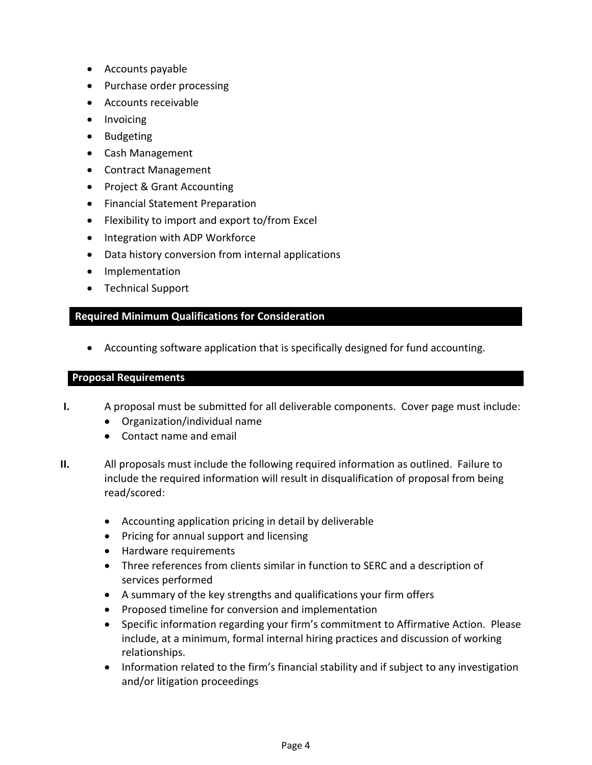- Accounts payable
- Purchase order processing
- Accounts receivable
- Invoicing
- Budgeting
- Cash Management
- Contract Management
- Project & Grant Accounting
- Financial Statement Preparation
- Flexibility to import and export to/from Excel
- Integration with ADP Workforce
- Data history conversion from internal applications
- Implementation
- Technical Support

## Required Minimum Qualifications for Consideration

- Accounting software application that is specifically designed for fund accounting.

## Proposal Requirements

**I.** A proposal must be submitted for all deliverable components. Cover page must include:

- Organization/individual name
- Contact name and email

**II.** All proposals must include the following required information as outlined. Failure to include the required information will result in disqualification of proposal from being read/scored:

- Accounting application pricing in detail by deliverable
- Pricing for annual support and licensing
- Hardware requirements
- Three references from clients similar in function to SERC and a description of services performed
- A summary of the key strengths and qualifications your firm offers
- Proposed timeline for conversion and implementation
- Specific information regarding your firm's commitment to Affirmative Action. Please include, at a minimum, formal internal hiring practices and discussion of working relationships.
- Information related to the firm's financial stability and if subject to any investigation and/or litigation proceedings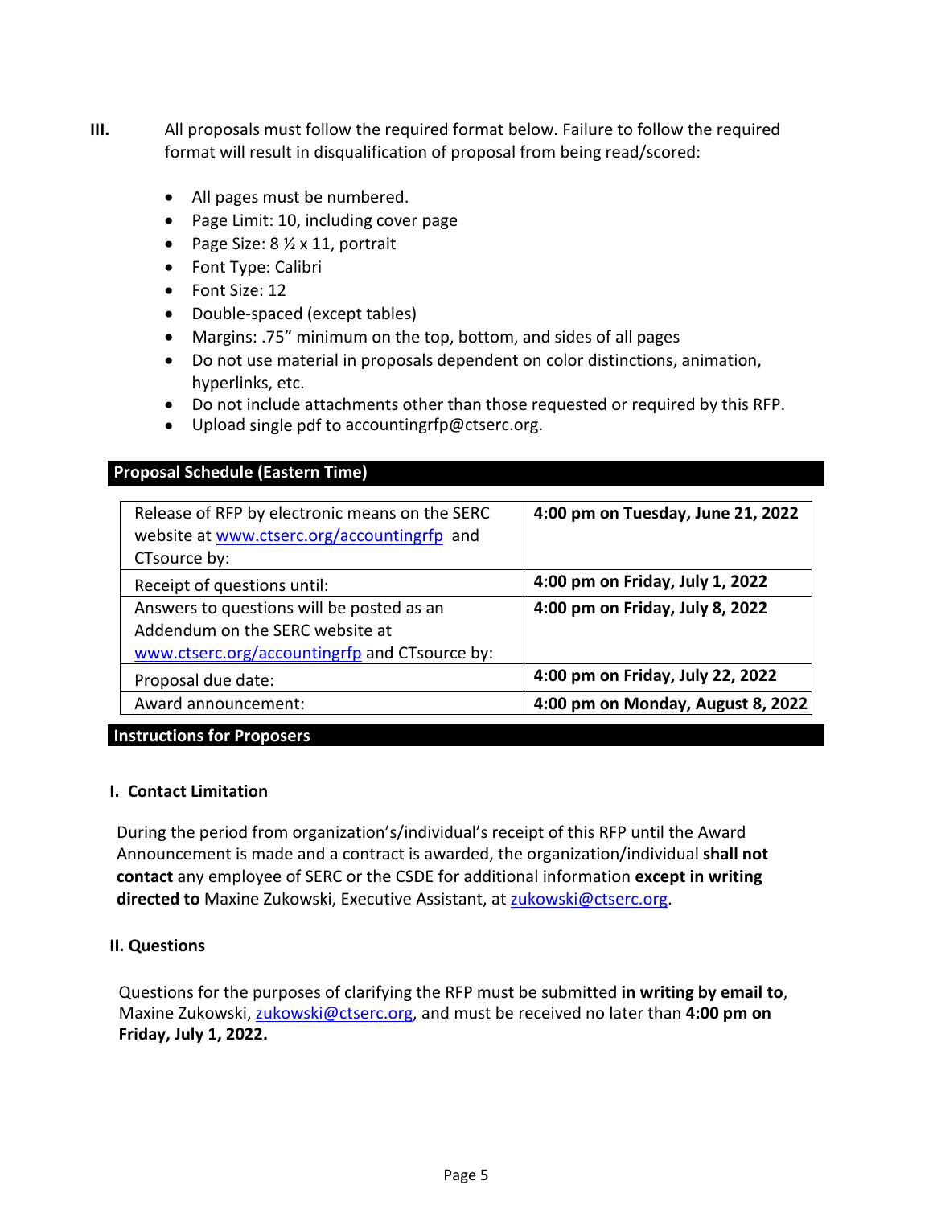**III.** All proposals must follow the required format below. Failure to follow the required format will result in disqualification of proposal from being read/scored:

- All pages must be numbered.
- Page Limit: 10, including cover page
- Page Size: 8 ½ x 11, portrait
- Font Type: Calibri
- Font Size: 12
- Double-spaced (except tables)
- Margins: .75" minimum on the top, bottom, and sides of all pages
- Do not use material in proposals dependent on color distinctions, animation, hyperlinks, etc.
- Do not include attachments other than those requested or required by this RFP.
- Upload single pdf to accountingrfp@ctserc.org.

## Proposal Schedule (Eastern Time)

| | |
|---|---|
| Release of RFP by electronic means on the SERC website at www.ctserc.org/accountingrfp and CTsource by: | **4:00 pm on Tuesday, June 21, 2022** |
| Receipt of questions until: | **4:00 pm on Friday, July 1, 2022** |
| Answers to questions will be posted as an Addendum on the SERC website at www.ctserc.org/accountingrfp and CTsource by: | **4:00 pm on Friday, July 8, 2022** |
| Proposal due date: | **4:00 pm on Friday, July 22, 2022** |
| Award announcement: | **4:00 pm on Monday, August 8, 2022** |

## Instructions for Proposers

### I. Contact Limitation

During the period from organization's/individual's receipt of this RFP until the Award Announcement is made and a contract is awarded, the organization/individual **shall not contact** any employee of SERC or the CSDE for additional information **except in writing directed to** Maxine Zukowski, Executive Assistant, at zukowski@ctserc.org.

### II. Questions

Questions for the purposes of clarifying the RFP must be submitted **in writing by email to**, Maxine Zukowski, zukowski@ctserc.org, and must be received no later than **4:00 pm on Friday, July 1, 2022.**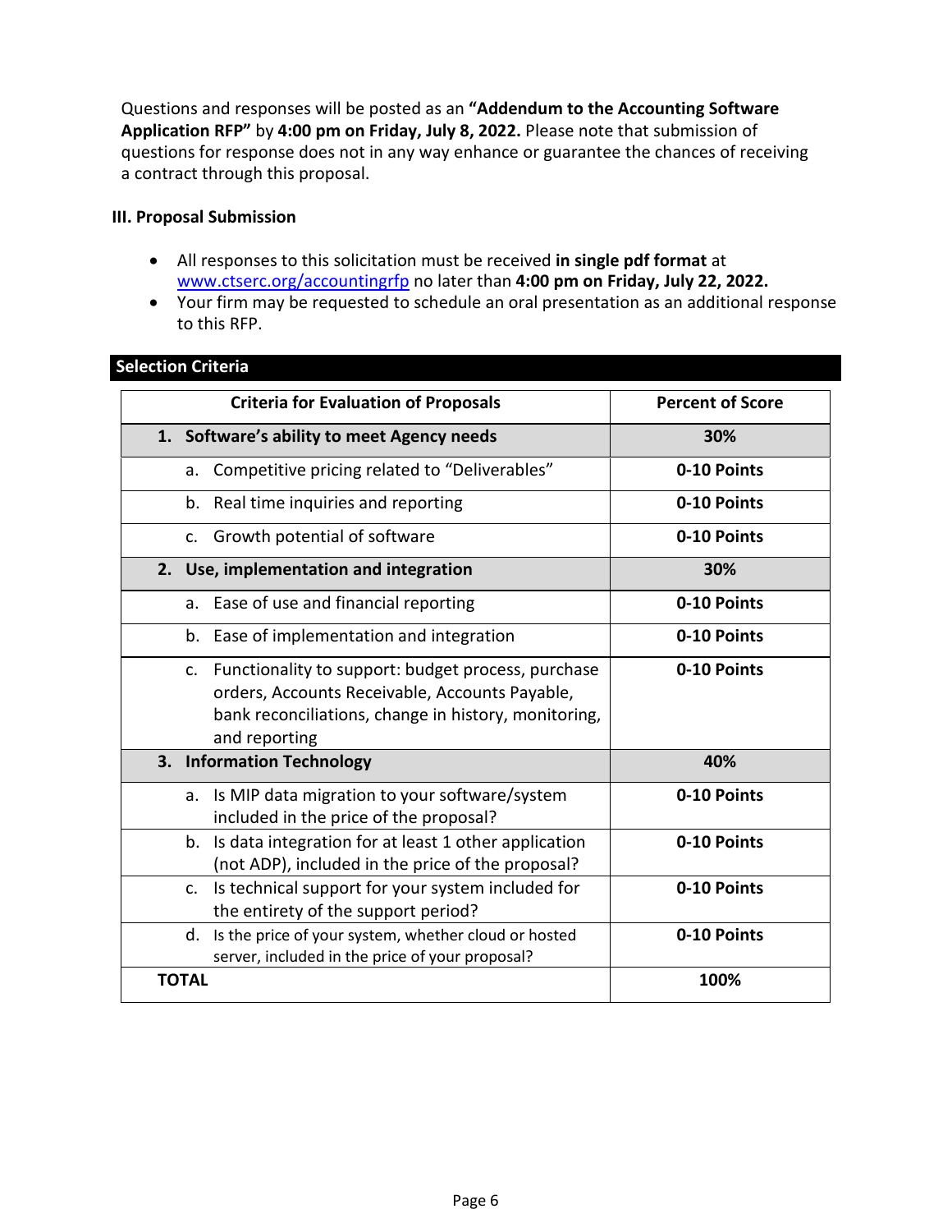Questions and responses will be posted as an **"Addendum to the Accounting Software Application RFP"** by **4:00 pm on Friday, July 8, 2022.** Please note that submission of questions for response does not in any way enhance or guarantee the chances of receiving a contract through this proposal.

### III. Proposal Submission

- All responses to this solicitation must be received **in single pdf format** at www.ctserc.org/accountingrfp no later than **4:00 pm on Friday, July 22, 2022.**
- Your firm may be requested to schedule an oral presentation as an additional response to this RFP.

## Selection Criteria

| Criteria for Evaluation of Proposals | Percent of Score |
|---|---|
| **1. Software's ability to meet Agency needs** | **30%** |
| a. Competitive pricing related to "Deliverables" | **0-10 Points** |
| b. Real time inquiries and reporting | **0-10 Points** |
| c. Growth potential of software | **0-10 Points** |
| **2. Use, implementation and integration** | **30%** |
| a. Ease of use and financial reporting | **0-10 Points** |
| b. Ease of implementation and integration | **0-10 Points** |
| c. Functionality to support: budget process, purchase orders, Accounts Receivable, Accounts Payable, bank reconciliations, change in history, monitoring, and reporting | **0-10 Points** |
| **3. Information Technology** | **40%** |
| a. Is MIP data migration to your software/system included in the price of the proposal? | **0-10 Points** |
| b. Is data integration for at least 1 other application (not ADP), included in the price of the proposal? | **0-10 Points** |
| c. Is technical support for your system included for the entirety of the support period? | **0-10 Points** |
| d. Is the price of your system, whether cloud or hosted server, included in the price of your proposal? | **0-10 Points** |
| **TOTAL** | **100%** |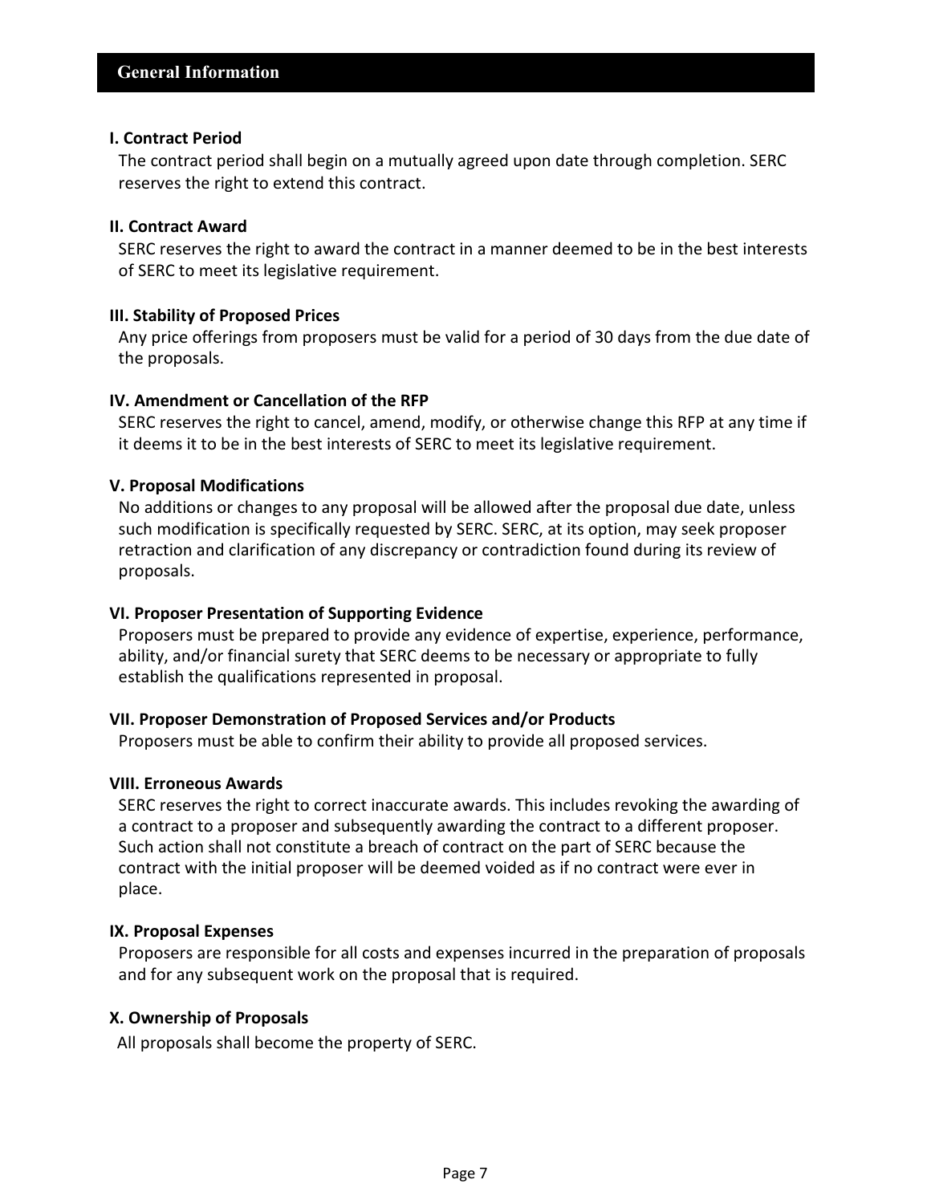## General Information

**I. Contract Period**

The contract period shall begin on a mutually agreed upon date through completion. SERC reserves the right to extend this contract.

**II. Contract Award**

SERC reserves the right to award the contract in a manner deemed to be in the best interests of SERC to meet its legislative requirement.

**III. Stability of Proposed Prices**

Any price offerings from proposers must be valid for a period of 30 days from the due date of the proposals.

**IV. Amendment or Cancellation of the RFP**

SERC reserves the right to cancel, amend, modify, or otherwise change this RFP at any time if it deems it to be in the best interests of SERC to meet its legislative requirement.

**V. Proposal Modifications**

No additions or changes to any proposal will be allowed after the proposal due date, unless such modification is specifically requested by SERC. SERC, at its option, may seek proposer retraction and clarification of any discrepancy or contradiction found during its review of proposals.

**VI. Proposer Presentation of Supporting Evidence**

Proposers must be prepared to provide any evidence of expertise, experience, performance, ability, and/or financial surety that SERC deems to be necessary or appropriate to fully establish the qualifications represented in proposal.

**VII. Proposer Demonstration of Proposed Services and/or Products**

Proposers must be able to confirm their ability to provide all proposed services.

**VIII. Erroneous Awards**

SERC reserves the right to correct inaccurate awards. This includes revoking the awarding of a contract to a proposer and subsequently awarding the contract to a different proposer. Such action shall not constitute a breach of contract on the part of SERC because the contract with the initial proposer will be deemed voided as if no contract were ever in place.

**IX. Proposal Expenses**

Proposers are responsible for all costs and expenses incurred in the preparation of proposals and for any subsequent work on the proposal that is required.

**X. Ownership of Proposals**

All proposals shall become the property of SERC.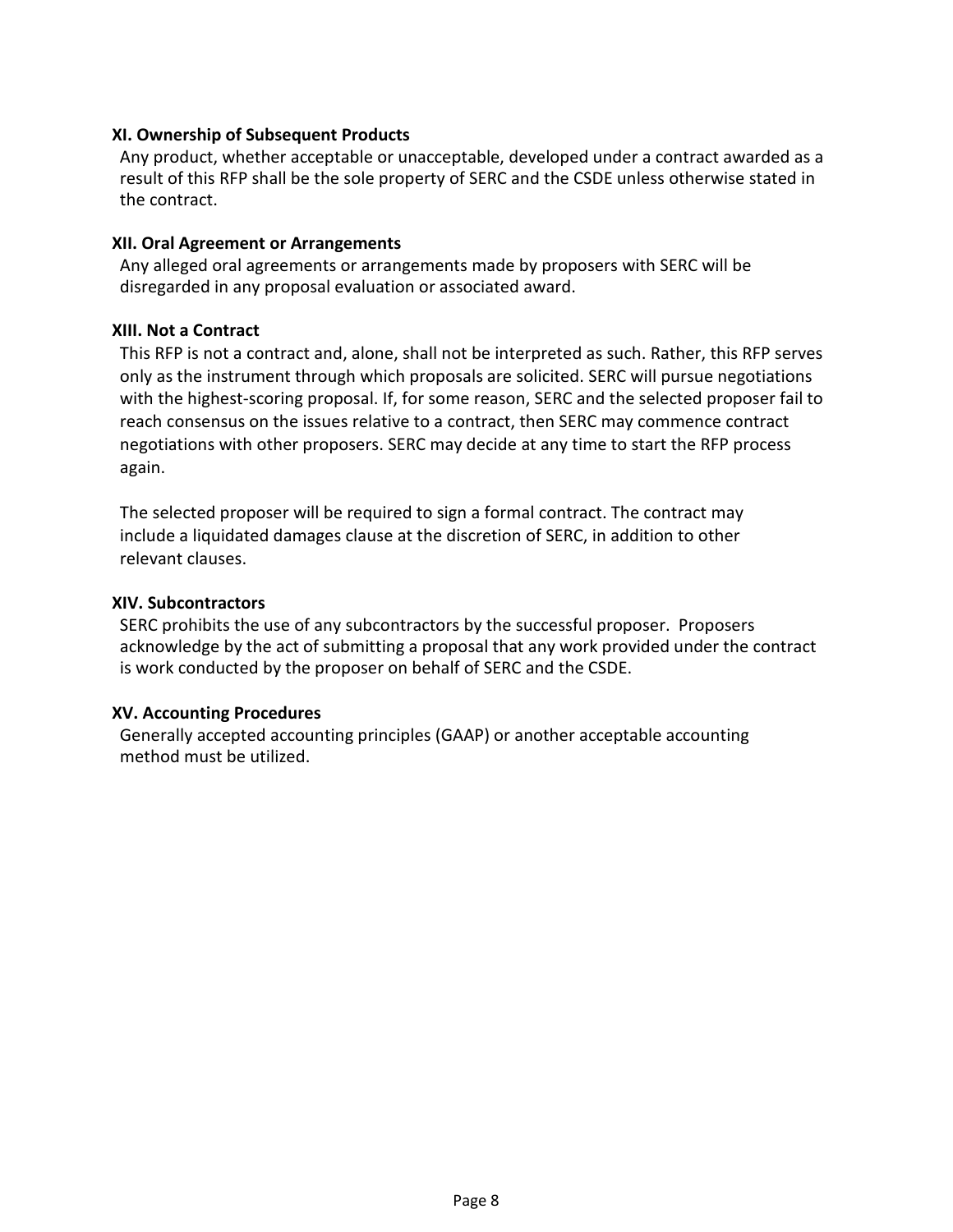### XI. Ownership of Subsequent Products

Any product, whether acceptable or unacceptable, developed under a contract awarded as a result of this RFP shall be the sole property of SERC and the CSDE unless otherwise stated in the contract.

### XII. Oral Agreement or Arrangements

Any alleged oral agreements or arrangements made by proposers with SERC will be disregarded in any proposal evaluation or associated award.

### XIII. Not a Contract

This RFP is not a contract and, alone, shall not be interpreted as such. Rather, this RFP serves only as the instrument through which proposals are solicited. SERC will pursue negotiations with the highest-scoring proposal. If, for some reason, SERC and the selected proposer fail to reach consensus on the issues relative to a contract, then SERC may commence contract negotiations with other proposers. SERC may decide at any time to start the RFP process again.

The selected proposer will be required to sign a formal contract. The contract may include a liquidated damages clause at the discretion of SERC, in addition to other relevant clauses.

### XIV. Subcontractors

SERC prohibits the use of any subcontractors by the successful proposer. Proposers acknowledge by the act of submitting a proposal that any work provided under the contract is work conducted by the proposer on behalf of SERC and the CSDE.

### XV. Accounting Procedures

Generally accepted accounting principles (GAAP) or another acceptable accounting method must be utilized.